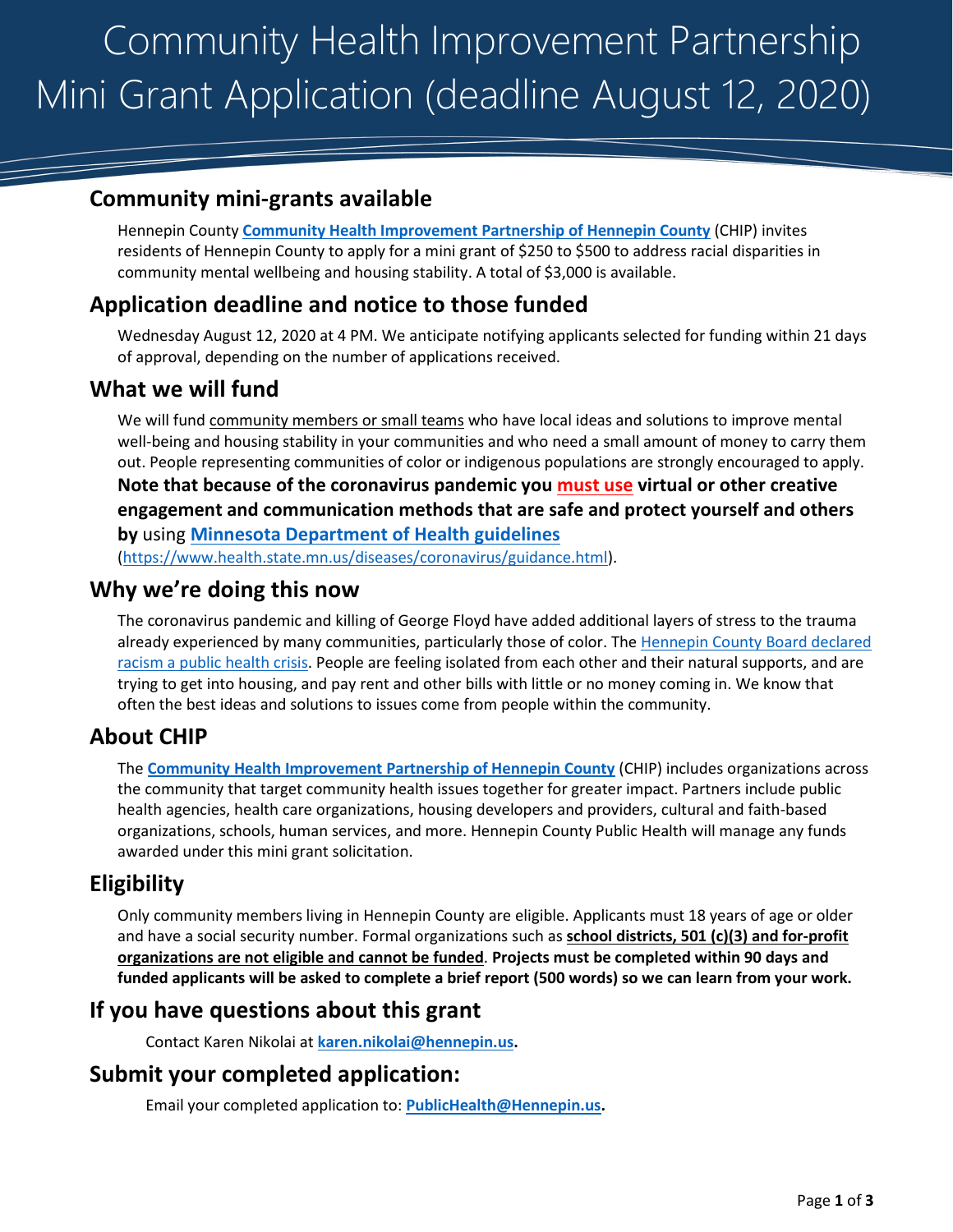# Community Health Improvement Partnership Mini Grant Application (deadline August 12, 2020)

## Community mini-grants available

Hennepin County **Community Health Improvement Partnership of Hennepin County** (CHIP) invites residents of Hennepin County to apply for a mini grant of $250 to $500 to address racial disparities in community mental wellbeing and housing stability. A total of $3,000 is available.

## Application deadline and notice to those funded

Wednesday August 12, 2020 at 4 PM. We anticipate notifying applicants selected for funding within 21 days of approval, depending on the number of applications received.

## What we will fund

We will fund community members or small teams who have local ideas and solutions to improve mental well-being and housing stability in your communities and who need a small amount of money to carry them out. People representing communities of color or indigenous populations are strongly encouraged to apply. **Note that because of the coronavirus pandemic you must use virtual or other creative engagement and communication methods that are safe and protect yourself and others by** using **Minnesota Department of Health guidelines** (https://www.health.state.mn.us/diseases/coronavirus/guidance.html).

## Why we're doing this now

The coronavirus pandemic and killing of George Floyd have added additional layers of stress to the trauma already experienced by many communities, particularly those of color. The Hennepin County Board declared racism a public health crisis. People are feeling isolated from each other and their natural supports, and are trying to get into housing, and pay rent and other bills with little or no money coming in. We know that often the best ideas and solutions to issues come from people within the community.

## About CHIP

The **Community Health Improvement Partnership of Hennepin County** (CHIP) includes organizations across the community that target community health issues together for greater impact. Partners include public health agencies, health care organizations, housing developers and providers, cultural and faith-based organizations, schools, human services, and more. Hennepin County Public Health will manage any funds awarded under this mini grant solicitation.

## Eligibility

Only community members living in Hennepin County are eligible. Applicants must 18 years of age or older and have a social security number. Formal organizations such as **school districts, 501 (c)(3) and for-profit organizations are not eligible and cannot be funded**. **Projects must be completed within 90 days and funded applicants will be asked to complete a brief report (500 words) so we can learn from your work.**

## If you have questions about this grant

Contact Karen Nikolai at **karen.nikolai@hennepin.us.**

## Submit your completed application:

Email your completed application to: **PublicHealth@Hennepin.us.**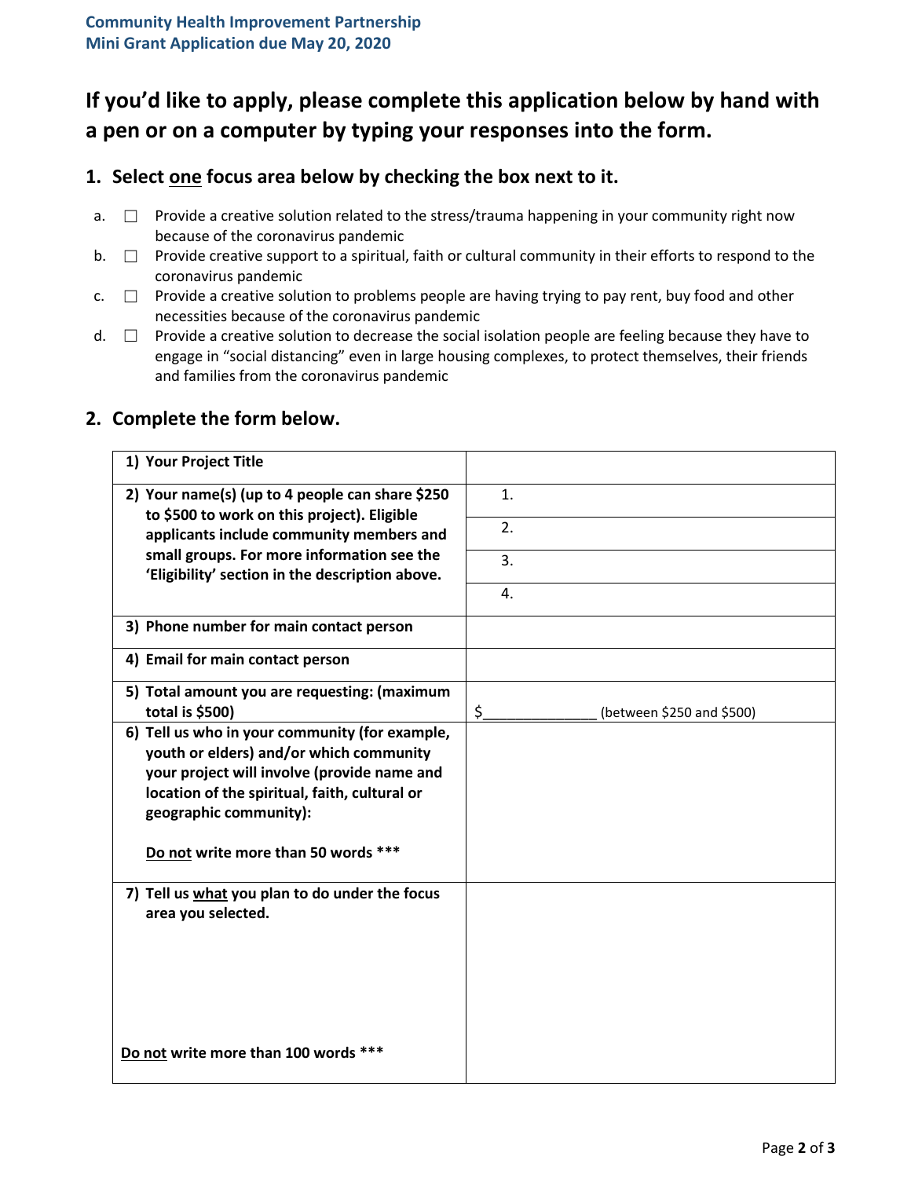**Community Health Improvement Partnership**
**Mini Grant Application due May 20, 2020**

# If you'd like to apply, please complete this application below by hand with a pen or on a computer by typing your responses into the form.

## 1. Select one focus area below by checking the box next to it.

a. ☐ Provide a creative solution related to the stress/trauma happening in your community right now because of the coronavirus pandemic

b. ☐ Provide creative support to a spiritual, faith or cultural community in their efforts to respond to the coronavirus pandemic

c. ☐ Provide a creative solution to problems people are having trying to pay rent, buy food and other necessities because of the coronavirus pandemic

d. ☐ Provide a creative solution to decrease the social isolation people are feeling because they have to engage in "social distancing" even in large housing complexes, to protect themselves, their friends and families from the coronavirus pandemic

## 2. Complete the form below.

| | |
|---|---|
| **1) Your Project Title** | |
| **2) Your name(s) (up to 4 people can share $250 to $500 to work on this project). Eligible applicants include community members and small groups. For more information see the 'Eligibility' section in the description above.** | 1. |
| | 2. |
| | 3. |
| | 4. |
| **3) Phone number for main contact person** | |
| **4) Email for main contact person** | |
| **5) Total amount you are requesting: (maximum total is $500)** | $_____________ (between $250 and $500) |
| **6) Tell us who in your community (for example, youth or elders) and/or which community your project will involve (provide name and location of the spiritual, faith, cultural or geographic community):** <br><br> **Do not write more than 50 words \*\*\*** | |
| **7) Tell us what you plan to do under the focus area you selected.** <br><br> **Do not write more than 100 words \*\*\*** | |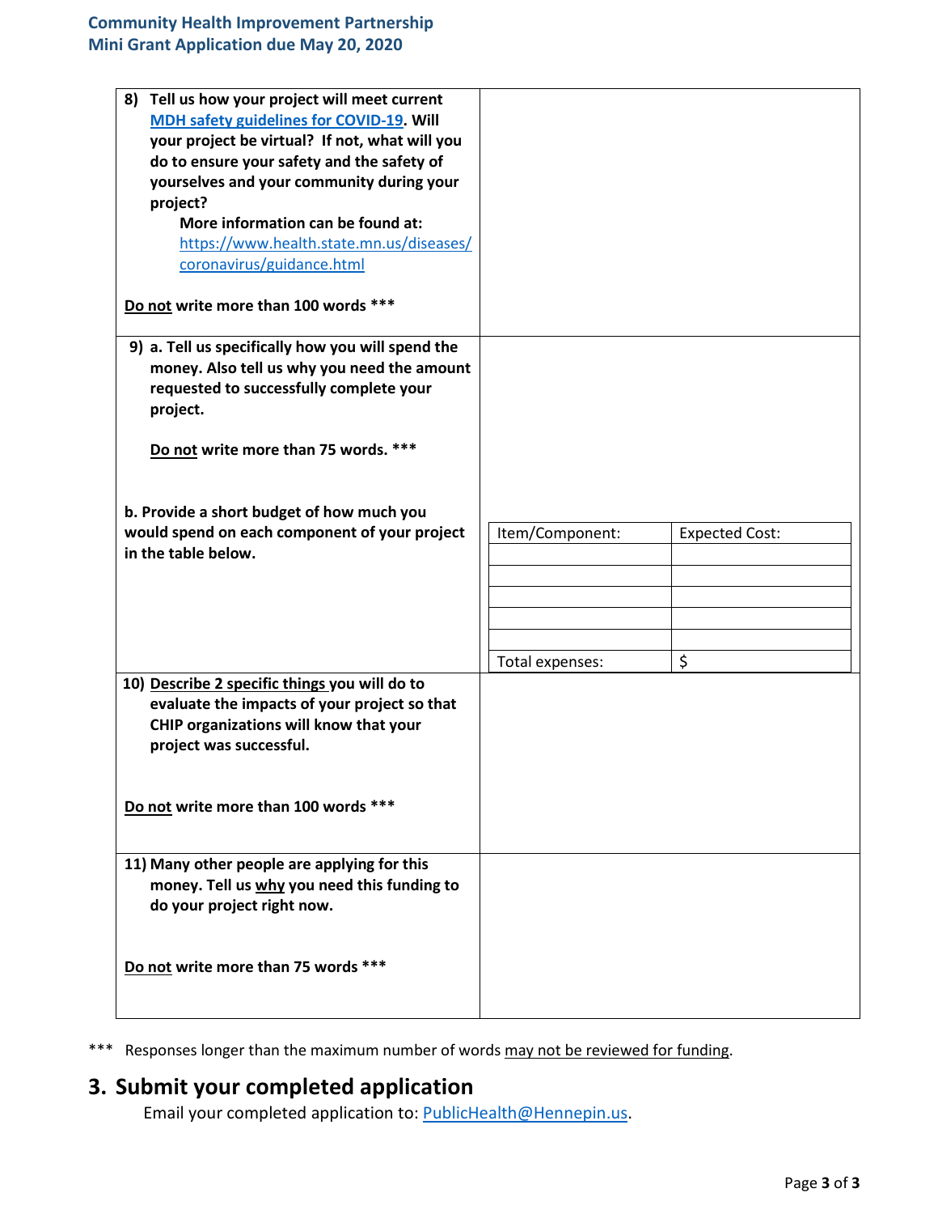| | |
|---|---|
| **8) Tell us how your project will meet current MDH safety guidelines for COVID-19. Will your project be virtual? If not, what will you do to ensure your safety and the safety of yourselves and your community during your project?**<br>**More information can be found at:** https://www.health.state.mn.us/diseases/coronavirus/guidance.html<br><br>**<u>Do not</u> write more than 100 words \*\*\*** | |
| **9) a. Tell us specifically how you will spend the money. Also tell us why you need the amount requested to successfully complete your project.**<br><br>**<u>Do not</u> write more than 75 words. \*\*\***<br><br>**b. Provide a short budget of how much you would spend on each component of your project in the table below.** | |
| **10) <u>Describe 2 specific things</u> you will do to evaluate the impacts of your project so that CHIP organizations will know that your project was successful.**<br><br>**<u>Do not</u> write more than 100 words \*\*\*** | |
| **11) Many other people are applying for this money. Tell us <u>why</u> you need this funding to do your project right now.**<br><br>**<u>Do not</u> write more than 75 words \*\*\*** | |

| Item/Component: | Expected Cost: |
|---|---|
| | |
| | |
| | |
| | |
| | |
| Total expenses: | $ |

\*\*\* Responses longer than the maximum number of words may not be reviewed for funding.

## 3. Submit your completed application

Email your completed application to: PublicHealth@Hennepin.us.